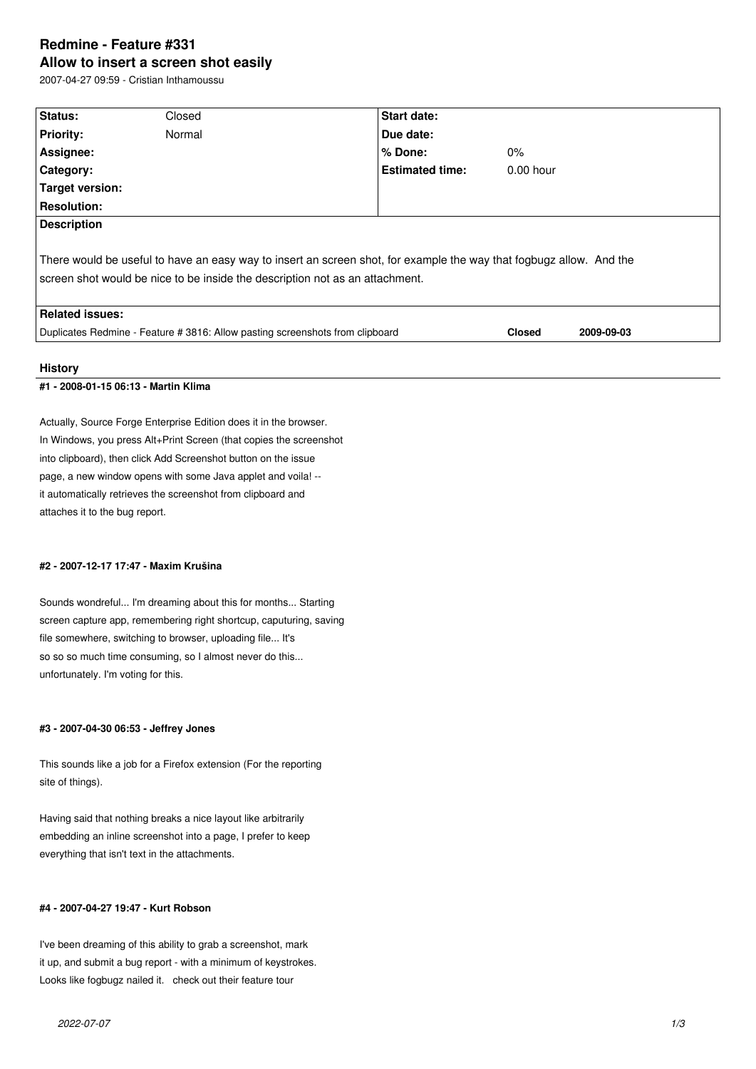# Redmine - Feature #331
## Allow to insert a screen shot easily

2007-04-27 09:59 - Cristian Inthamoussu

| | | | |
|---|---|---|---|
| **Status:** | Closed | **Start date:** | |
| **Priority:** | Normal | **Due date:** | |
| **Assignee:** | | **% Done:** | 0% |
| **Category:** | | **Estimated time:** | 0.00 hour |
| **Target version:** | | | |
| **Resolution:** | | | |

**Description**

There would be useful to have an easy way to insert an screen shot, for example the way that fogbugz allow. And the screen shot would be nice to be inside the description not as an attachment.

**Related issues:**

| | | |
|---|---|---|
| Duplicates Redmine - Feature # 3816: Allow pasting screenshots from clipboard | **Closed** | **2009-09-03** |

### History

#### #1 - 2008-01-15 06:13 - Martin Klima

Actually, Source Forge Enterprise Edition does it in the browser.
In Windows, you press Alt+Print Screen (that copies the screenshot
into clipboard), then click Add Screenshot button on the issue
page, a new window opens with some Java applet and voila! --
it automatically retrieves the screenshot from clipboard and
attaches it to the bug report.

#### #2 - 2007-12-17 17:47 - Maxim Krušina

Sounds wondreful... I'm dreaming about this for months... Starting
screen capture app, remembering right shortcup, caputuring, saving
file somewhere, switching to browser, uploading file... It's
so so so much time consuming, so I almost never do this...
unfortunately. I'm voting for this.

#### #3 - 2007-04-30 06:53 - Jeffrey Jones

This sounds like a job for a Firefox extension (For the reporting
site of things).

Having said that nothing breaks a nice layout like arbitrarily
embedding an inline screenshot into a page, I prefer to keep
everything that isn't text in the attachments.

#### #4 - 2007-04-27 19:47 - Kurt Robson

I've been dreaming of this ability to grab a screenshot, mark
it up, and submit a bug report - with a minimum of keystrokes.
Looks like fogbugz nailed it. check out their feature tour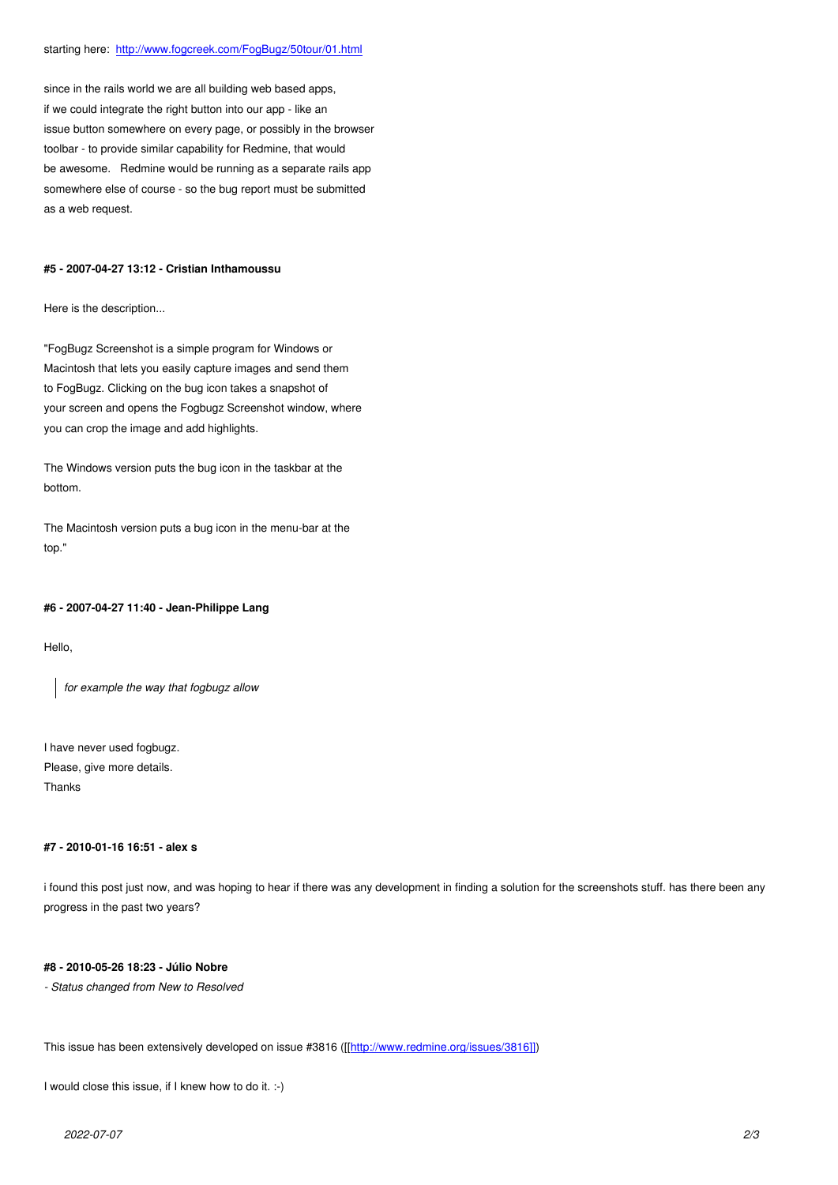starting here: http://www.fogcreek.com/FogBugz/50tour/01.html

since in the rails world we are all building web based apps,
if we could integrate the right button into our app - like an
issue button somewhere on every page, or possibly in the browser
toolbar - to provide similar capability for Redmine, that would
be awesome. Redmine would be running as a separate rails app
somewhere else of course - so the bug report must be submitted
as a web request.

#### #5 - 2007-04-27 13:12 - Cristian Inthamoussu

Here is the description...

"FogBugz Screenshot is a simple program for Windows or
Macintosh that lets you easily capture images and send them
to FogBugz. Clicking on the bug icon takes a snapshot of
your screen and opens the Fogbugz Screenshot window, where
you can crop the image and add highlights.

The Windows version puts the bug icon in the taskbar at the
bottom.

The Macintosh version puts a bug icon in the menu-bar at the
top."

#### #6 - 2007-04-27 11:40 - Jean-Philippe Lang

Hello,

> *for example the way that fogbugz allow*

I have never used fogbugz.
Please, give more details.
Thanks

#### #7 - 2010-01-16 16:51 - alex s

i found this post just now, and was hoping to hear if there was any development in finding a solution for the screenshots stuff. has there been any progress in the past two years?

#### #8 - 2010-05-26 18:23 - Júlio Nobre

*- Status changed from New to Resolved*

This issue has been extensively developed on issue #3816 ([[http://www.redmine.org/issues/3816]])

I would close this issue, if I knew how to do it. :-)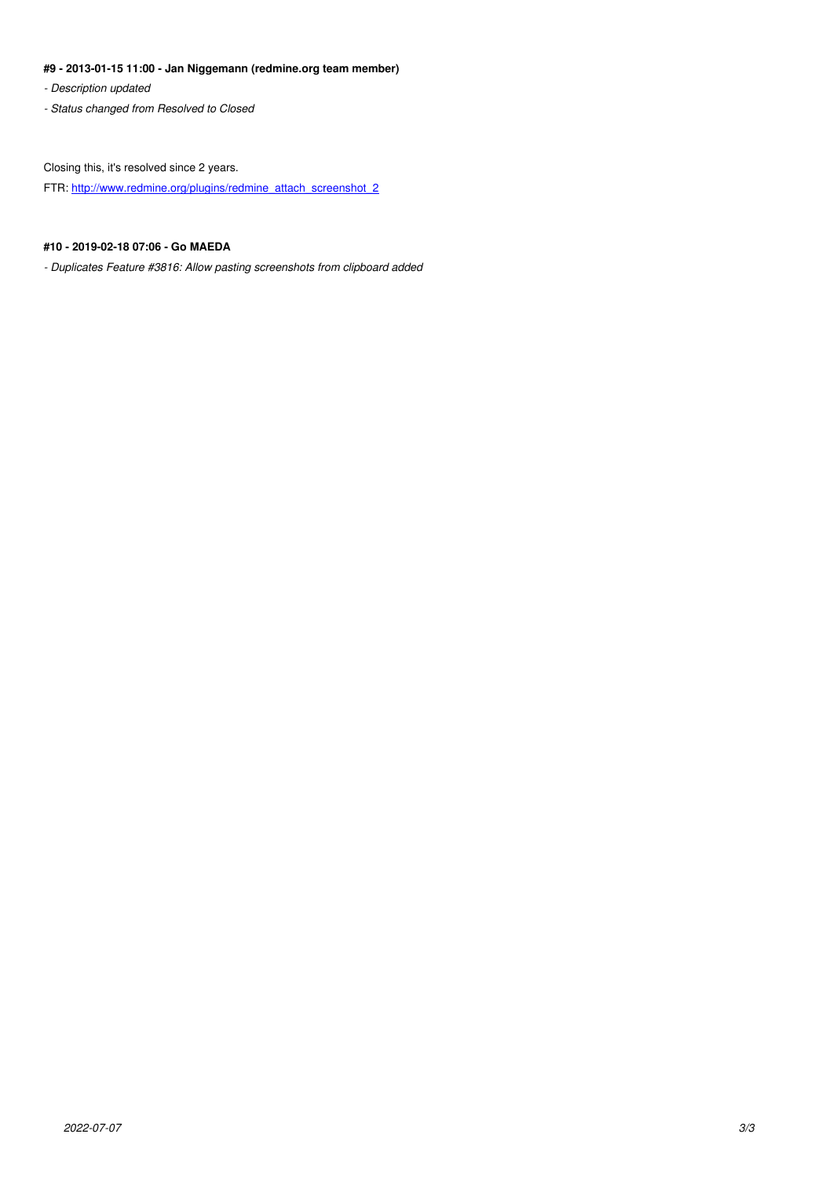**#9 - 2013-01-15 11:00 - Jan Niggemann (redmine.org team member)**

*- Description updated*

*- Status changed from Resolved to Closed*

Closing this, it's resolved since 2 years.

FTR: [http://www.redmine.org/plugins/redmine_attach_screenshot_2](http://www.redmine.org/plugins/redmine_attach_screenshot_2)

**#10 - 2019-02-18 07:06 - Go MAEDA**

*- Duplicates Feature #3816: Allow pasting screenshots from clipboard added*